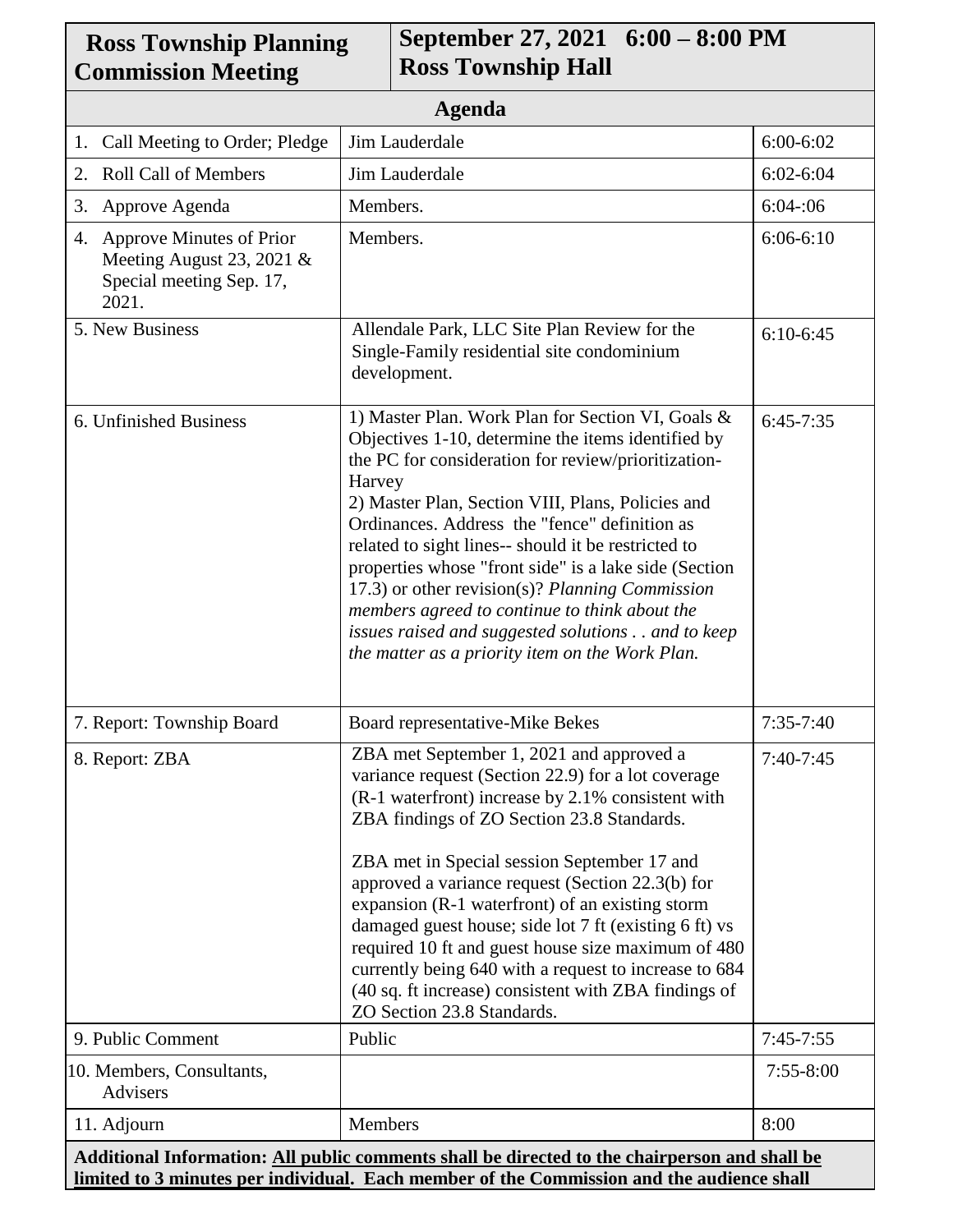| **Ross Township Planning Commission Meeting** | **September 27, 2021 6:00 – 8:00 PM Ross Township Hall** | |
|---|---|---|
| **Agenda** | | |
| 1. Call Meeting to Order; Pledge | Jim Lauderdale | 6:00-6:02 |
| 2. Roll Call of Members | Jim Lauderdale | 6:02-6:04 |
| 3. Approve Agenda | Members. | 6:04-:06 |
| 4. Approve Minutes of Prior Meeting August 23, 2021 & Special meeting Sep. 17, 2021. | Members. | 6:06-6:10 |
| 5. New Business | Allendale Park, LLC Site Plan Review for the Single-Family residential site condominium development. | 6:10-6:45 |
| 6. Unfinished Business | 1) Master Plan. Work Plan for Section VI, Goals & Objectives 1-10, determine the items identified by the PC for consideration for review/prioritization-Harvey<br>2) Master Plan, Section VIII, Plans, Policies and Ordinances. Address the "fence" definition as related to sight lines-- should it be restricted to properties whose "front side" is a lake side (Section 17.3) or other revision(s)? *Planning Commission members agreed to continue to think about the issues raised and suggested solutions . . and to keep the matter as a priority item on the Work Plan.* | 6:45-7:35 |
| 7. Report: Township Board | Board representative-Mike Bekes | 7:35-7:40 |
| 8. Report: ZBA | ZBA met September 1, 2021 and approved a variance request (Section 22.9) for a lot coverage (R-1 waterfront) increase by 2.1% consistent with ZBA findings of ZO Section 23.8 Standards.<br><br>ZBA met in Special session September 17 and approved a variance request (Section 22.3(b) for expansion (R-1 waterfront) of an existing storm damaged guest house; side lot 7 ft (existing 6 ft) vs required 10 ft and guest house size maximum of 480 currently being 640 with a request to increase to 684 (40 sq. ft increase) consistent with ZBA findings of ZO Section 23.8 Standards. | 7:40-7:45 |
| 9. Public Comment | Public | 7:45-7:55 |
| 10. Members, Consultants, Advisers | | 7:55-8:00 |
| 11. Adjourn | Members | 8:00 |

**Additional Information: All public comments shall be directed to the chairperson and shall be limited to 3 minutes per individual. Each member of the Commission and the audience shall**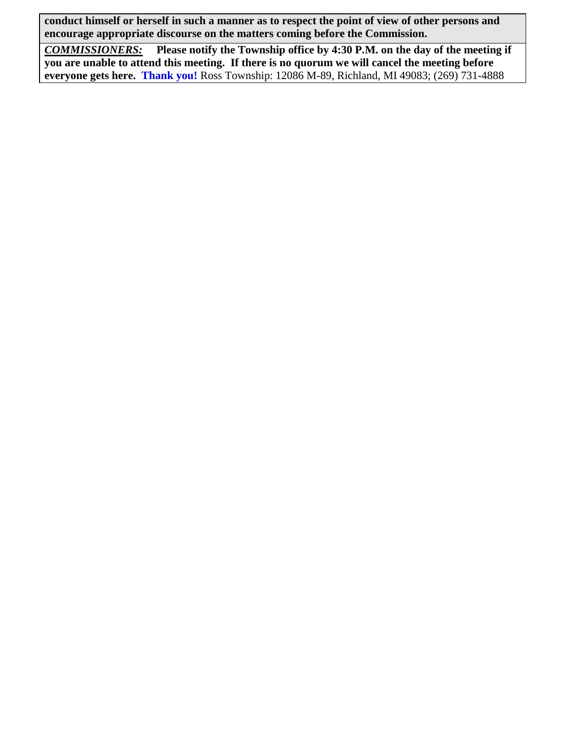**conduct himself or herself in such a manner as to respect the point of view of other persons and encourage appropriate discourse on the matters coming before the Commission.**

***COMMISSIONERS:*** **Please notify the Township office by 4:30 P.M. on the day of the meeting if you are unable to attend this meeting. If there is no quorum we will cancel the meeting before everyone gets here. Thank you!** Ross Township: 12086 M-89, Richland, MI 49083; (269) 731-4888